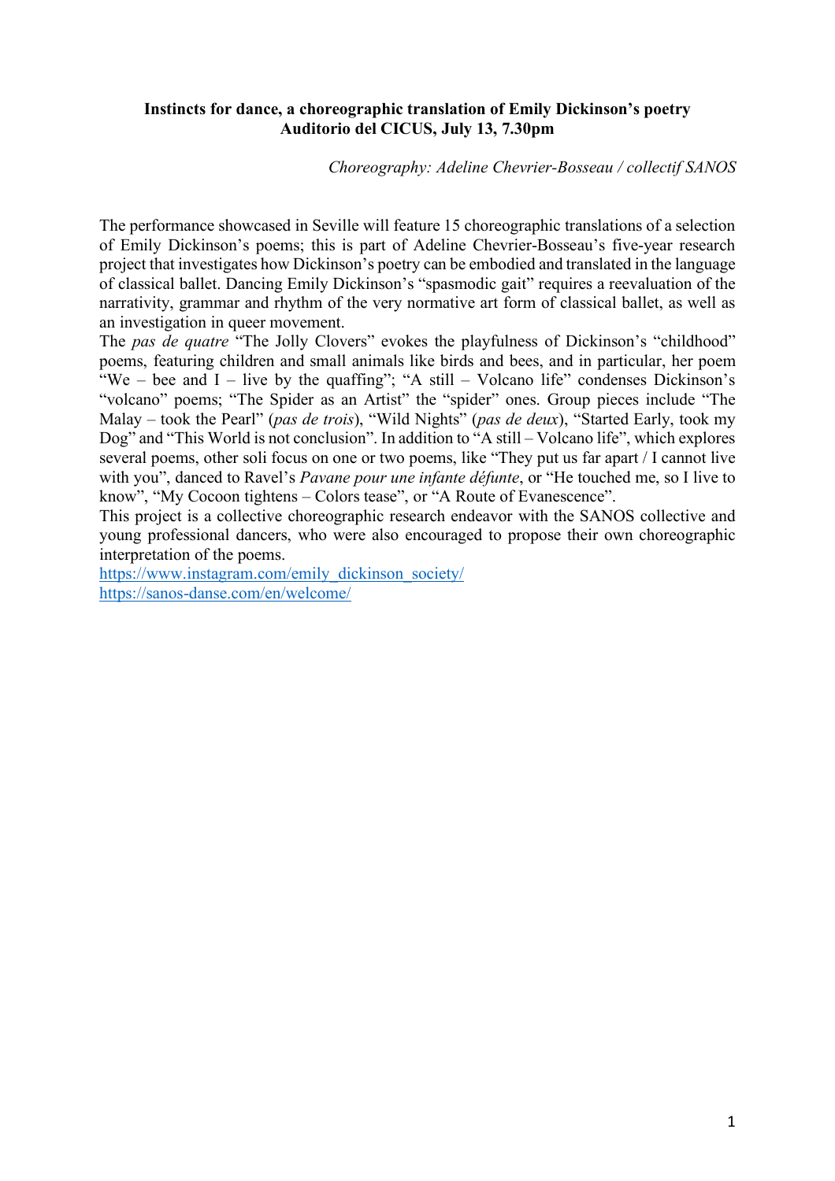**Instincts for dance, a choreographic translation of Emily Dickinson's poetry**
**Auditorio del CICUS, July 13, 7.30pm**

*Choreography: Adeline Chevrier-Bosseau / collectif SANOS*

The performance showcased in Seville will feature 15 choreographic translations of a selection of Emily Dickinson's poems; this is part of Adeline Chevrier-Bosseau's five-year research project that investigates how Dickinson's poetry can be embodied and translated in the language of classical ballet. Dancing Emily Dickinson's "spasmodic gait" requires a reevaluation of the narrativity, grammar and rhythm of the very normative art form of classical ballet, as well as an investigation in queer movement.

The *pas de quatre* "The Jolly Clovers" evokes the playfulness of Dickinson's "childhood" poems, featuring children and small animals like birds and bees, and in particular, her poem "We – bee and I – live by the quaffing"; "A still – Volcano life" condenses Dickinson's "volcano" poems; "The Spider as an Artist" the "spider" ones. Group pieces include "The Malay – took the Pearl" (*pas de trois*), "Wild Nights" (*pas de deux*), "Started Early, took my Dog" and "This World is not conclusion". In addition to "A still – Volcano life", which explores several poems, other soli focus on one or two poems, like "They put us far apart / I cannot live with you", danced to Ravel's *Pavane pour une infante défunte*, or "He touched me, so I live to know", "My Cocoon tightens – Colors tease", or "A Route of Evanescence".

This project is a collective choreographic research endeavor with the SANOS collective and young professional dancers, who were also encouraged to propose their own choreographic interpretation of the poems.

https://www.instagram.com/emily_dickinson_society/
https://sanos-danse.com/en/welcome/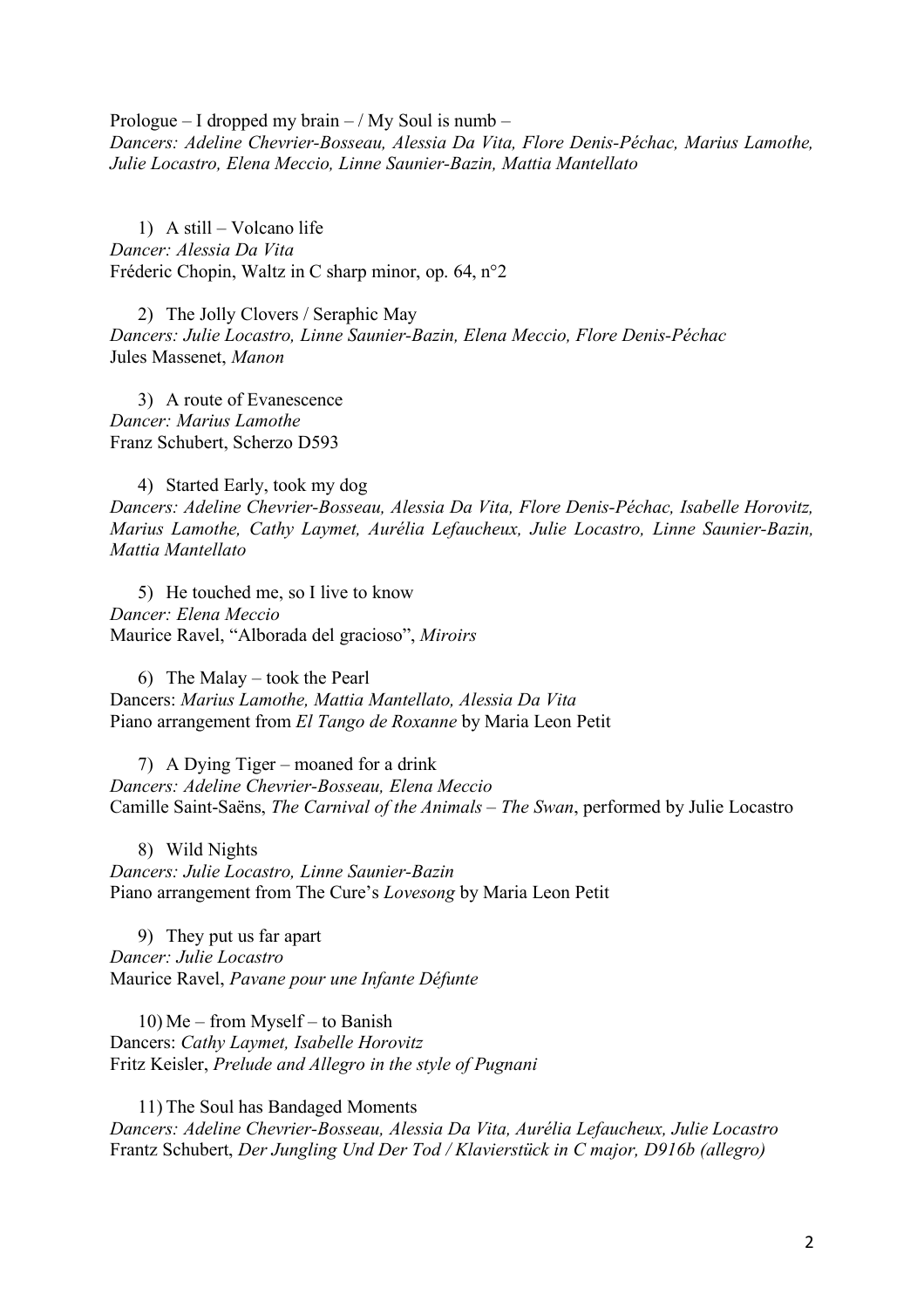Prologue – I dropped my brain – / My Soul is numb –
*Dancers: Adeline Chevrier-Bosseau, Alessia Da Vita, Flore Denis-Péchac, Marius Lamothe, Julie Locastro, Elena Meccio, Linne Saunier-Bazin, Mattia Mantellato*

1) A still – Volcano life
*Dancer: Alessia Da Vita*
Fréderic Chopin, Waltz in C sharp minor, op. 64, n°2

2) The Jolly Clovers / Seraphic May
*Dancers: Julie Locastro, Linne Saunier-Bazin, Elena Meccio, Flore Denis-Péchac*
Jules Massenet, *Manon*

3) A route of Evanescence
*Dancer: Marius Lamothe*
Franz Schubert, Scherzo D593

4) Started Early, took my dog
*Dancers: Adeline Chevrier-Bosseau, Alessia Da Vita, Flore Denis-Péchac, Isabelle Horovitz, Marius Lamothe, Cathy Laymet, Aurélia Lefaucheux, Julie Locastro, Linne Saunier-Bazin, Mattia Mantellato*

5) He touched me, so I live to know
*Dancer: Elena Meccio*
Maurice Ravel, "Alborada del gracioso", *Miroirs*

6) The Malay – took the Pearl
Dancers: *Marius Lamothe, Mattia Mantellato, Alessia Da Vita*
Piano arrangement from *El Tango de Roxanne* by Maria Leon Petit

7) A Dying Tiger – moaned for a drink
*Dancers: Adeline Chevrier-Bosseau, Elena Meccio*
Camille Saint-Saëns, *The Carnival of the Animals – The Swan*, performed by Julie Locastro

8) Wild Nights
*Dancers: Julie Locastro, Linne Saunier-Bazin*
Piano arrangement from The Cure's *Lovesong* by Maria Leon Petit

9) They put us far apart
*Dancer: Julie Locastro*
Maurice Ravel, *Pavane pour une Infante Défunte*

10) Me – from Myself – to Banish
Dancers: *Cathy Laymet, Isabelle Horovitz*
Fritz Keisler, *Prelude and Allegro in the style of Pugnani*

11) The Soul has Bandaged Moments
*Dancers: Adeline Chevrier-Bosseau, Alessia Da Vita, Aurélia Lefaucheux, Julie Locastro*
Frantz Schubert, *Der Jungling Und Der Tod / Klavierstück in C major, D916b (allegro)*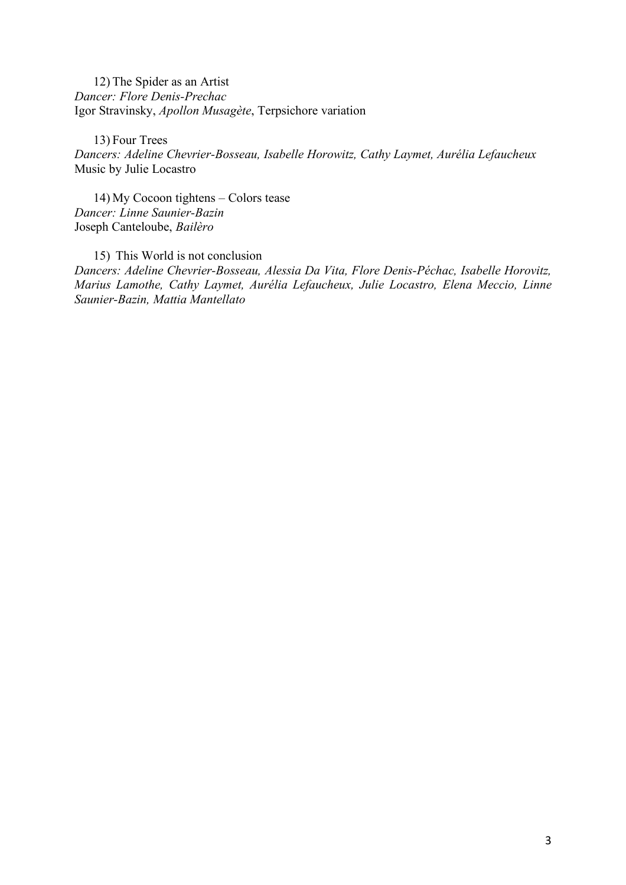12) The Spider as an Artist
*Dancer: Flore Denis-Prechac*
Igor Stravinsky, *Apollon Musagète*, Terpsichore variation

13) Four Trees
*Dancers: Adeline Chevrier-Bosseau, Isabelle Horowitz, Cathy Laymet, Aurélia Lefaucheux*
Music by Julie Locastro

14) My Cocoon tightens – Colors tease
*Dancer: Linne Saunier-Bazin*
Joseph Canteloube, *Bailèro*

15) This World is not conclusion
*Dancers: Adeline Chevrier-Bosseau, Alessia Da Vita, Flore Denis-Péchac, Isabelle Horovitz, Marius Lamothe, Cathy Laymet, Aurélia Lefaucheux, Julie Locastro, Elena Meccio, Linne Saunier-Bazin, Mattia Mantellato*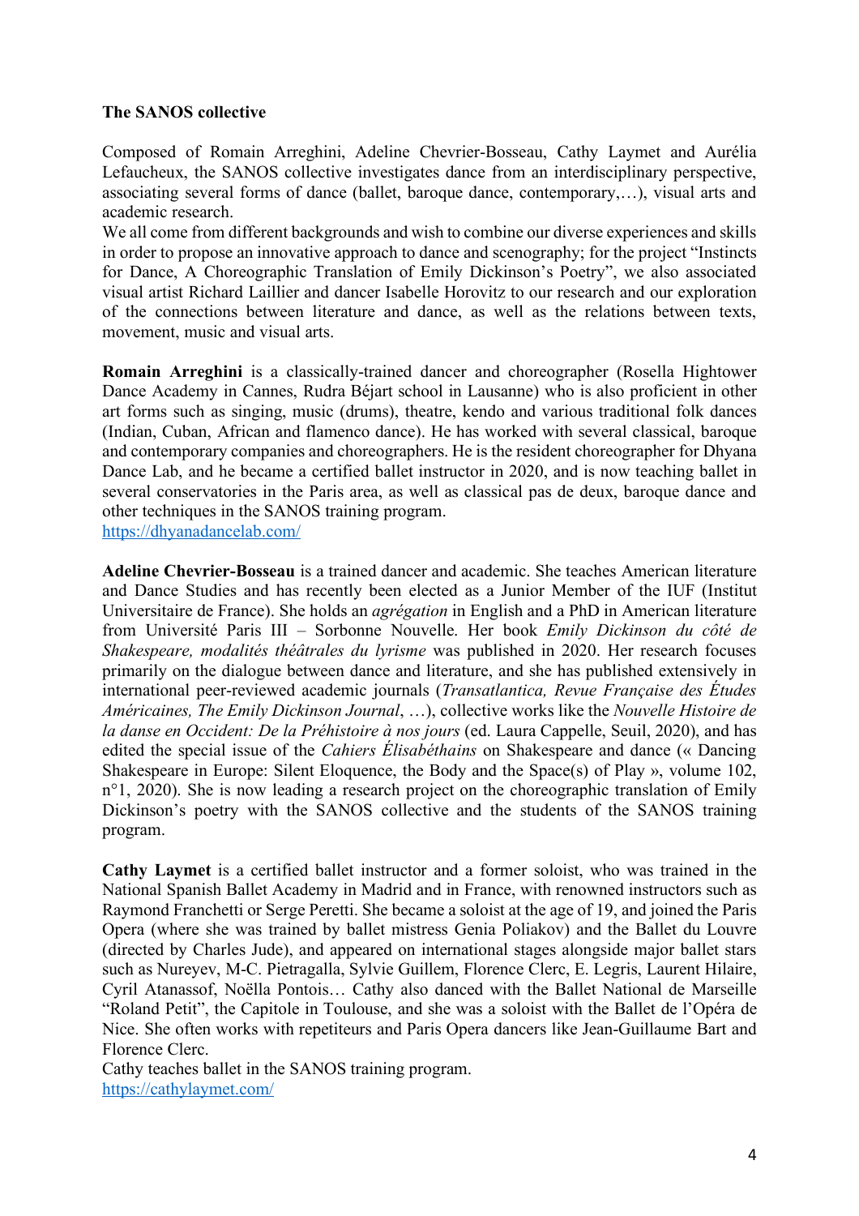**The SANOS collective**

Composed of Romain Arreghini, Adeline Chevrier-Bosseau, Cathy Laymet and Aurélia Lefaucheux, the SANOS collective investigates dance from an interdisciplinary perspective, associating several forms of dance (ballet, baroque dance, contemporary,…), visual arts and academic research.

We all come from different backgrounds and wish to combine our diverse experiences and skills in order to propose an innovative approach to dance and scenography; for the project "Instincts for Dance, A Choreographic Translation of Emily Dickinson's Poetry", we also associated visual artist Richard Laillier and dancer Isabelle Horovitz to our research and our exploration of the connections between literature and dance, as well as the relations between texts, movement, music and visual arts.

**Romain Arreghini** is a classically-trained dancer and choreographer (Rosella Hightower Dance Academy in Cannes, Rudra Béjart school in Lausanne) who is also proficient in other art forms such as singing, music (drums), theatre, kendo and various traditional folk dances (Indian, Cuban, African and flamenco dance). He has worked with several classical, baroque and contemporary companies and choreographers. He is the resident choreographer for Dhyana Dance Lab, and he became a certified ballet instructor in 2020, and is now teaching ballet in several conservatories in the Paris area, as well as classical pas de deux, baroque dance and other techniques in the SANOS training program.
https://dhyanadancelab.com/

**Adeline Chevrier-Bosseau** is a trained dancer and academic. She teaches American literature and Dance Studies and has recently been elected as a Junior Member of the IUF (Institut Universitaire de France). She holds an *agrégation* in English and a PhD in American literature from Université Paris III – Sorbonne Nouvelle. Her book *Emily Dickinson du côté de Shakespeare, modalités théâtrales du lyrisme* was published in 2020. Her research focuses primarily on the dialogue between dance and literature, and she has published extensively in international peer-reviewed academic journals (*Transatlantica, Revue Française des Études Américaines, The Emily Dickinson Journal*, …), collective works like the *Nouvelle Histoire de la danse en Occident: De la Préhistoire à nos jours* (ed. Laura Cappelle, Seuil, 2020), and has edited the special issue of the *Cahiers Élisabéthains* on Shakespeare and dance (« Dancing Shakespeare in Europe: Silent Eloquence, the Body and the Space(s) of Play », volume 102, n°1, 2020). She is now leading a research project on the choreographic translation of Emily Dickinson's poetry with the SANOS collective and the students of the SANOS training program.

**Cathy Laymet** is a certified ballet instructor and a former soloist, who was trained in the National Spanish Ballet Academy in Madrid and in France, with renowned instructors such as Raymond Franchetti or Serge Peretti. She became a soloist at the age of 19, and joined the Paris Opera (where she was trained by ballet mistress Genia Poliakov) and the Ballet du Louvre (directed by Charles Jude), and appeared on international stages alongside major ballet stars such as Nureyev, M-C. Pietragalla, Sylvie Guillem, Florence Clerc, E. Legris, Laurent Hilaire, Cyril Atanassof, Noëlla Pontois… Cathy also danced with the Ballet National de Marseille "Roland Petit", the Capitole in Toulouse, and she was a soloist with the Ballet de l'Opéra de Nice. She often works with repetiteurs and Paris Opera dancers like Jean-Guillaume Bart and Florence Clerc.

Cathy teaches ballet in the SANOS training program.
https://cathylaymet.com/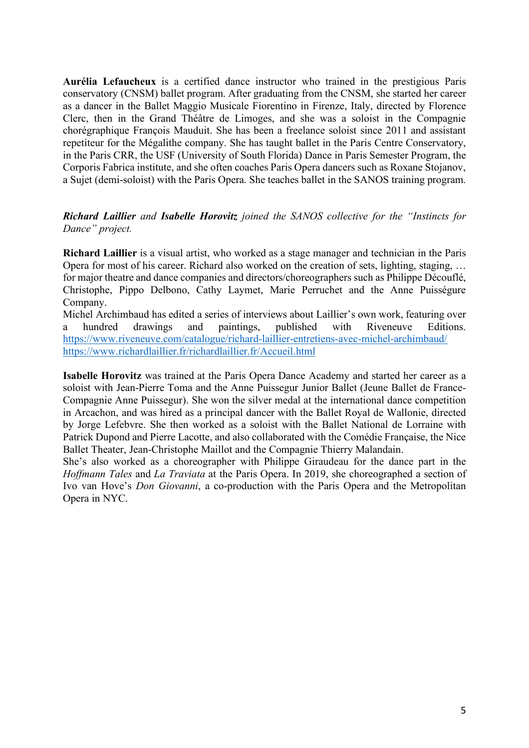**Aurélia Lefaucheux** is a certified dance instructor who trained in the prestigious Paris conservatory (CNSM) ballet program. After graduating from the CNSM, she started her career as a dancer in the Ballet Maggio Musicale Fiorentino in Firenze, Italy, directed by Florence Clerc, then in the Grand Théâtre de Limoges, and she was a soloist in the Compagnie chorégraphique François Mauduit. She has been a freelance soloist since 2011 and assistant repetiteur for the Mégalithe company. She has taught ballet in the Paris Centre Conservatory, in the Paris CRR, the USF (University of South Florida) Dance in Paris Semester Program, the Corporis Fabrica institute, and she often coaches Paris Opera dancers such as Roxane Stojanov, a Sujet (demi-soloist) with the Paris Opera. She teaches ballet in the SANOS training program.

***Richard Laillier*** *and* ***Isabelle Horovitz*** *joined the SANOS collective for the "Instincts for Dance" project.*

**Richard Laillier** is a visual artist, who worked as a stage manager and technician in the Paris Opera for most of his career. Richard also worked on the creation of sets, lighting, staging, … for major theatre and dance companies and directors/choreographers such as Philippe Découflé, Christophe, Pippo Delbono, Cathy Laymet, Marie Perruchet and the Anne Puisségure Company.
Michel Archimbaud has edited a series of interviews about Laillier's own work, featuring over a hundred drawings and paintings, published with Riveneuve Editions.
https://www.riveneuve.com/catalogue/richard-laillier-entretiens-avec-michel-archimbaud/
https://www.richardlaillier.fr/richardlaillier.fr/Accueil.html

**Isabelle Horovitz** was trained at the Paris Opera Dance Academy and started her career as a soloist with Jean-Pierre Toma and the Anne Puissegur Junior Ballet (Jeune Ballet de France-Compagnie Anne Puissegur). She won the silver medal at the international dance competition in Arcachon, and was hired as a principal dancer with the Ballet Royal de Wallonie, directed by Jorge Lefebvre. She then worked as a soloist with the Ballet National de Lorraine with Patrick Dupond and Pierre Lacotte, and also collaborated with the Comédie Française, the Nice Ballet Theater, Jean-Christophe Maillot and the Compagnie Thierry Malandain.
She's also worked as a choreographer with Philippe Giraudeau for the dance part in the *Hoffmann Tales* and *La Traviata* at the Paris Opera. In 2019, she choreographed a section of Ivo van Hove's *Don Giovanni*, a co-production with the Paris Opera and the Metropolitan Opera in NYC.